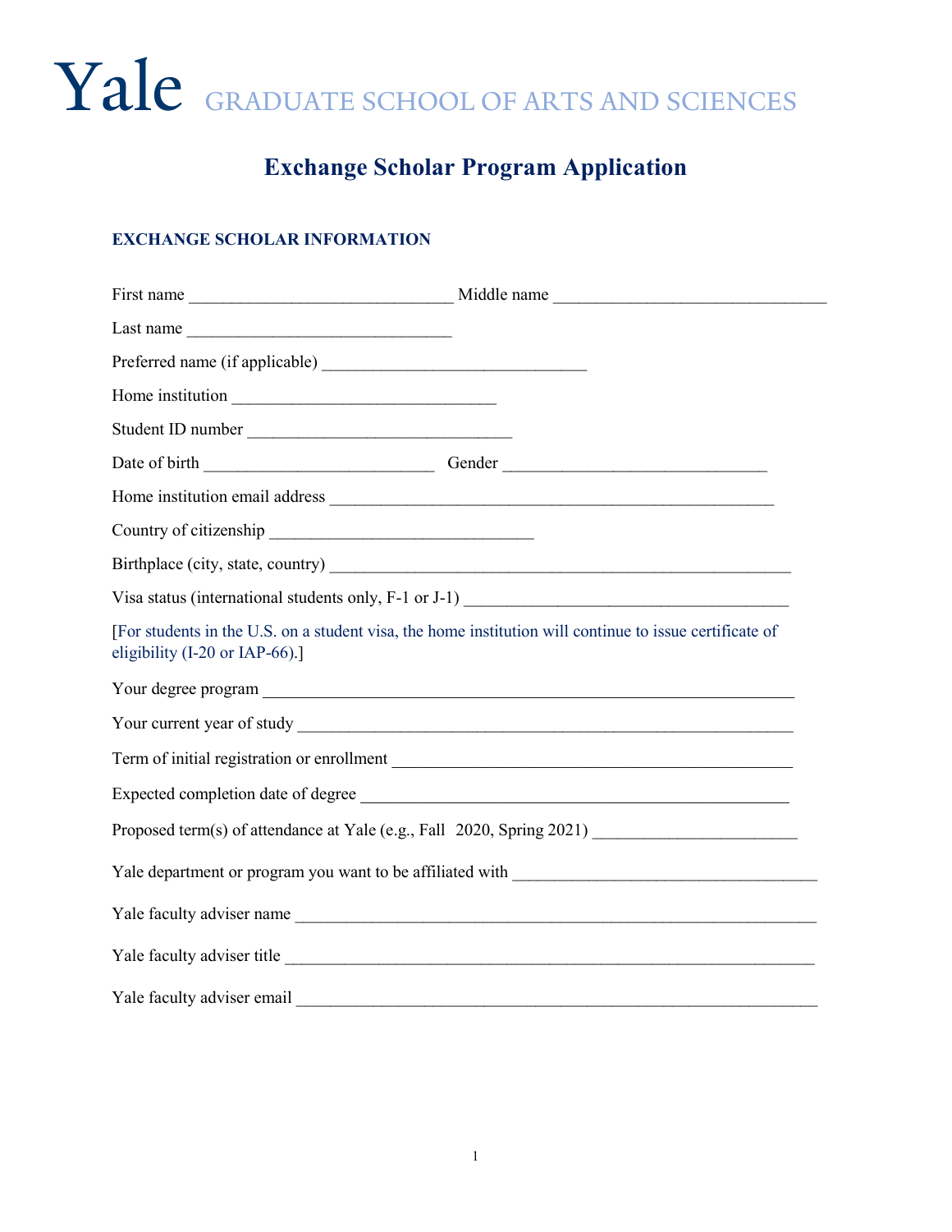# Yale GRADUATE SCHOOL OF ARTS AND SCIENCES

## Exchange Scholar Program Application

### EXCHANGE SCHOLAR INFORMATION

First name ______________________________ Middle name ________________________________

Last name ______________________________

Preferred name (if applicable) ______________________________

Home institution ______________________________

Student ID number ______________________________

Date of birth ___________________________ Gender ______________________________

Home institution email address ____________________________________________________

Country of citizenship ______________________________

Birthplace (city, state, country) ____________________________________________________

Visa status (international students only, F-1 or J-1) ____________________________________

[For students in the U.S. on a student visa, the home institution will continue to issue certificate of eligibility (I-20 or IAP-66).]

Your degree program ____________________________________________________________

Your current year of study _______________________________________________________

Term of initial registration or enrollment ____________________________________________

Expected completion date of degree _________________________________________________

Proposed term(s) of attendance at Yale (e.g., Fall 2020, Spring 2021) _______________________

Yale department or program you want to be affiliated with ___________________________________

Yale faculty adviser name ____________________________________________________________

Yale faculty adviser title _____________________________________________________________

Yale faculty adviser email ____________________________________________________________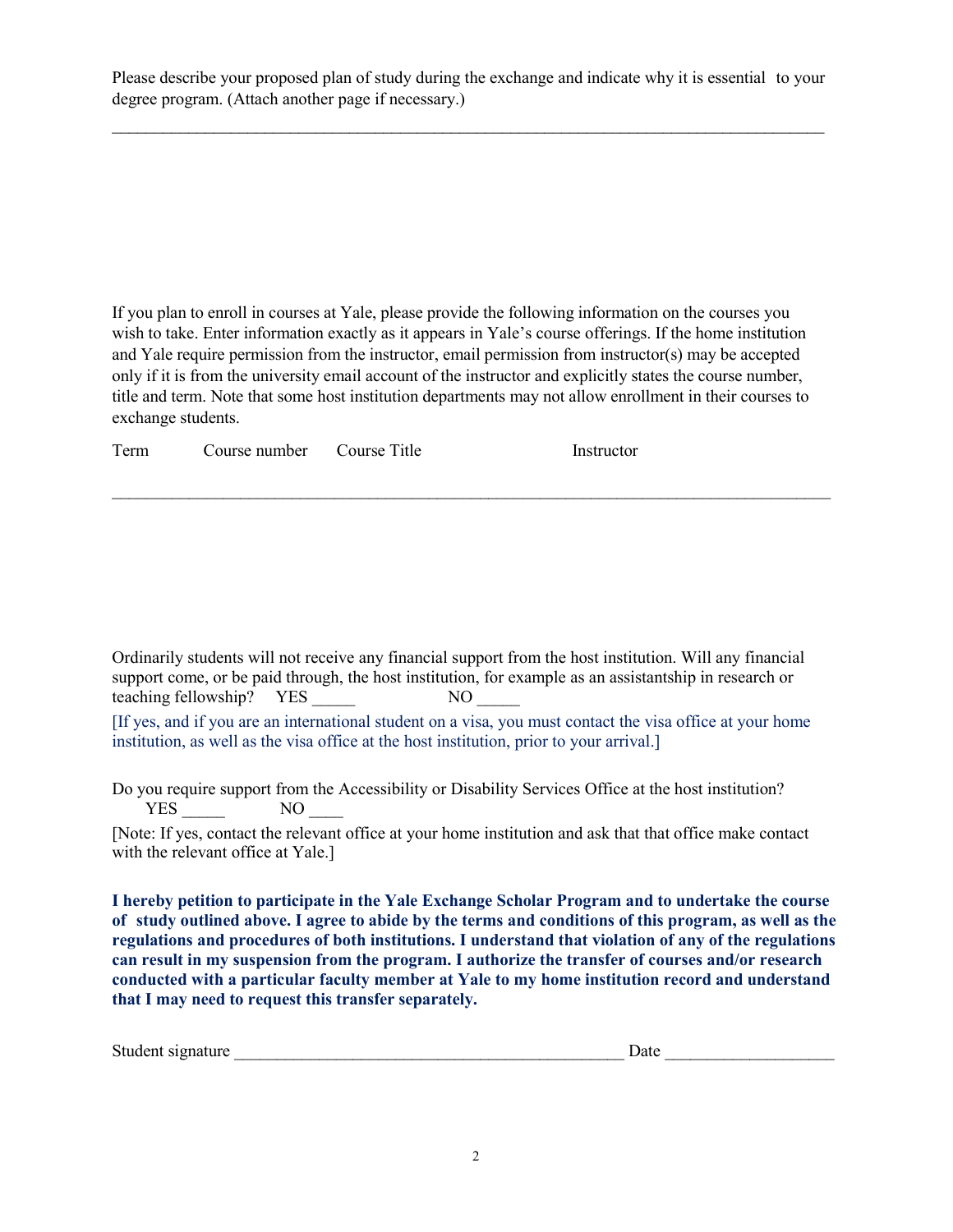Please describe your proposed plan of study during the exchange and indicate why it is essential to your degree program. (Attach another page if necessary.)

___________________________________________________________________________________

If you plan to enroll in courses at Yale, please provide the following information on the courses you wish to take. Enter information exactly as it appears in Yale's course offerings. If the home institution and Yale require permission from the instructor, email permission from instructor(s) may be accepted only if it is from the university email account of the instructor and explicitly states the course number, title and term. Note that some host institution departments may not allow enrollment in their courses to exchange students.

| Term | Course number | Course Title | Instructor |
|---|---|---|---|
| | | | |

Ordinarily students will not receive any financial support from the host institution. Will any financial support come, or be paid through, the host institution, for example as an assistantship in research or teaching fellowship? YES _____ NO _____

[If yes, and if you are an international student on a visa, you must contact the visa office at your home institution, as well as the visa office at the host institution, prior to your arrival.]

Do you require support from the Accessibility or Disability Services Office at the host institution?
YES _____ NO ____

[Note: If yes, contact the relevant office at your home institution and ask that that office make contact with the relevant office at Yale.]

**I hereby petition to participate in the Yale Exchange Scholar Program and to undertake the course of study outlined above. I agree to abide by the terms and conditions of this program, as well as the regulations and procedures of both institutions. I understand that violation of any of the regulations can result in my suspension from the program. I authorize the transfer of courses and/or research conducted with a particular faculty member at Yale to my home institution record and understand that I may need to request this transfer separately.**

Student signature _____________________________________________ Date ___________________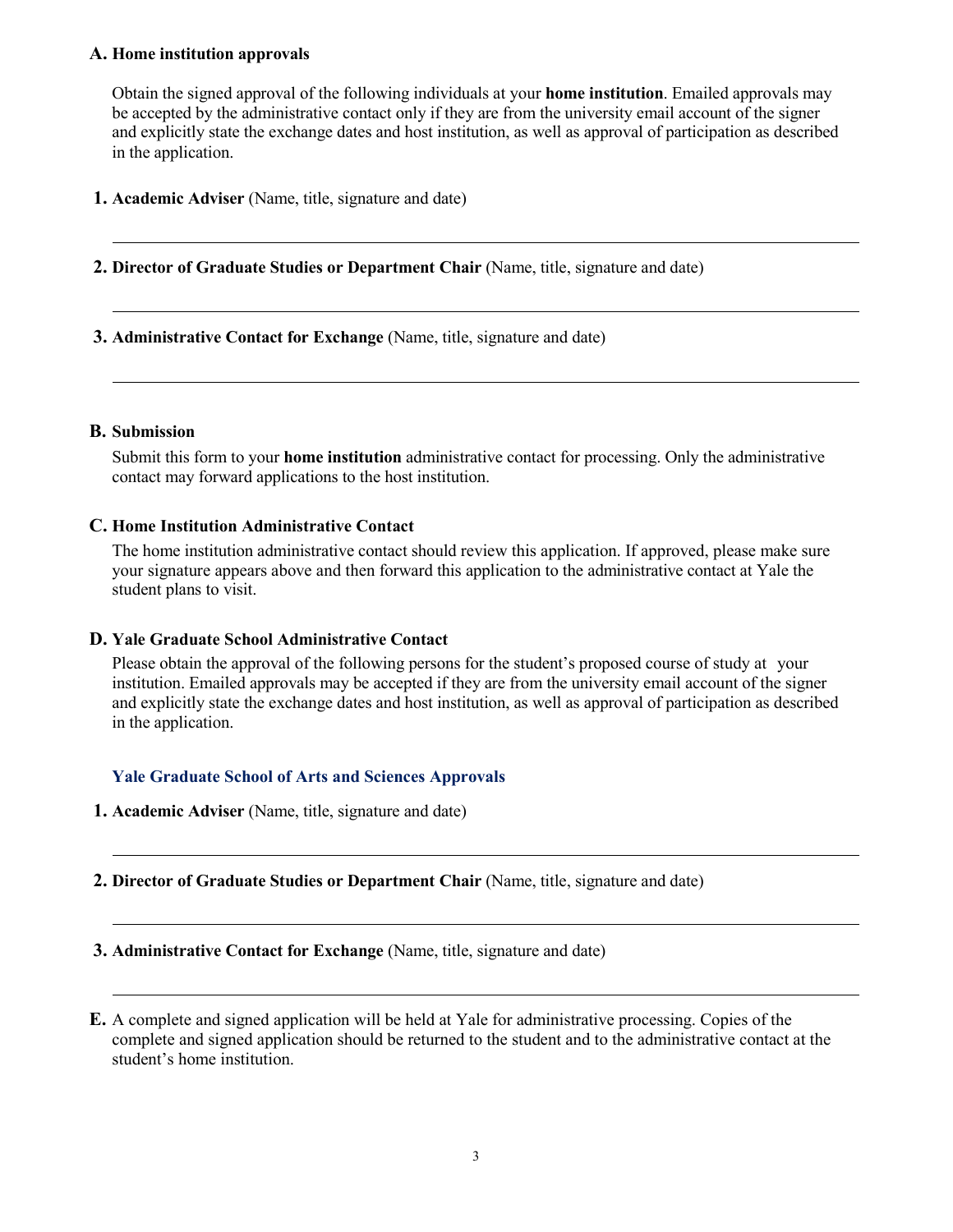**A. Home institution approvals**

Obtain the signed approval of the following individuals at your **home institution**. Emailed approvals may be accepted by the administrative contact only if they are from the university email account of the signer and explicitly state the exchange dates and host institution, as well as approval of participation as described in the application.

1. **Academic Adviser** (Name, title, signature and date)

\_\_\_\_\_\_\_\_\_\_\_\_\_\_\_\_\_\_\_\_\_\_\_\_\_\_\_\_\_\_\_\_\_\_\_\_\_\_\_\_\_\_\_\_\_\_\_\_\_\_\_\_\_\_\_\_\_\_\_\_\_\_\_\_\_\_

2. **Director of Graduate Studies or Department Chair** (Name, title, signature and date)

\_\_\_\_\_\_\_\_\_\_\_\_\_\_\_\_\_\_\_\_\_\_\_\_\_\_\_\_\_\_\_\_\_\_\_\_\_\_\_\_\_\_\_\_\_\_\_\_\_\_\_\_\_\_\_\_\_\_\_\_\_\_\_\_\_\_

3. **Administrative Contact for Exchange** (Name, title, signature and date)

\_\_\_\_\_\_\_\_\_\_\_\_\_\_\_\_\_\_\_\_\_\_\_\_\_\_\_\_\_\_\_\_\_\_\_\_\_\_\_\_\_\_\_\_\_\_\_\_\_\_\_\_\_\_\_\_\_\_\_\_\_\_\_\_\_\_

**B. Submission**

Submit this form to your **home institution** administrative contact for processing. Only the administrative contact may forward applications to the host institution.

**C. Home Institution Administrative Contact**

The home institution administrative contact should review this application. If approved, please make sure your signature appears above and then forward this application to the administrative contact at Yale the student plans to visit.

**D. Yale Graduate School Administrative Contact**

Please obtain the approval of the following persons for the student's proposed course of study at your institution. Emailed approvals may be accepted if they are from the university email account of the signer and explicitly state the exchange dates and host institution, as well as approval of participation as described in the application.

**Yale Graduate School of Arts and Sciences Approvals**

1. **Academic Adviser** (Name, title, signature and date)

\_\_\_\_\_\_\_\_\_\_\_\_\_\_\_\_\_\_\_\_\_\_\_\_\_\_\_\_\_\_\_\_\_\_\_\_\_\_\_\_\_\_\_\_\_\_\_\_\_\_\_\_\_\_\_\_\_\_\_\_\_\_\_\_\_\_

2. **Director of Graduate Studies or Department Chair** (Name, title, signature and date)

\_\_\_\_\_\_\_\_\_\_\_\_\_\_\_\_\_\_\_\_\_\_\_\_\_\_\_\_\_\_\_\_\_\_\_\_\_\_\_\_\_\_\_\_\_\_\_\_\_\_\_\_\_\_\_\_\_\_\_\_\_\_\_\_\_\_

3. **Administrative Contact for Exchange** (Name, title, signature and date)

\_\_\_\_\_\_\_\_\_\_\_\_\_\_\_\_\_\_\_\_\_\_\_\_\_\_\_\_\_\_\_\_\_\_\_\_\_\_\_\_\_\_\_\_\_\_\_\_\_\_\_\_\_\_\_\_\_\_\_\_\_\_\_\_\_\_

**E.** A complete and signed application will be held at Yale for administrative processing. Copies of the complete and signed application should be returned to the student and to the administrative contact at the student's home institution.